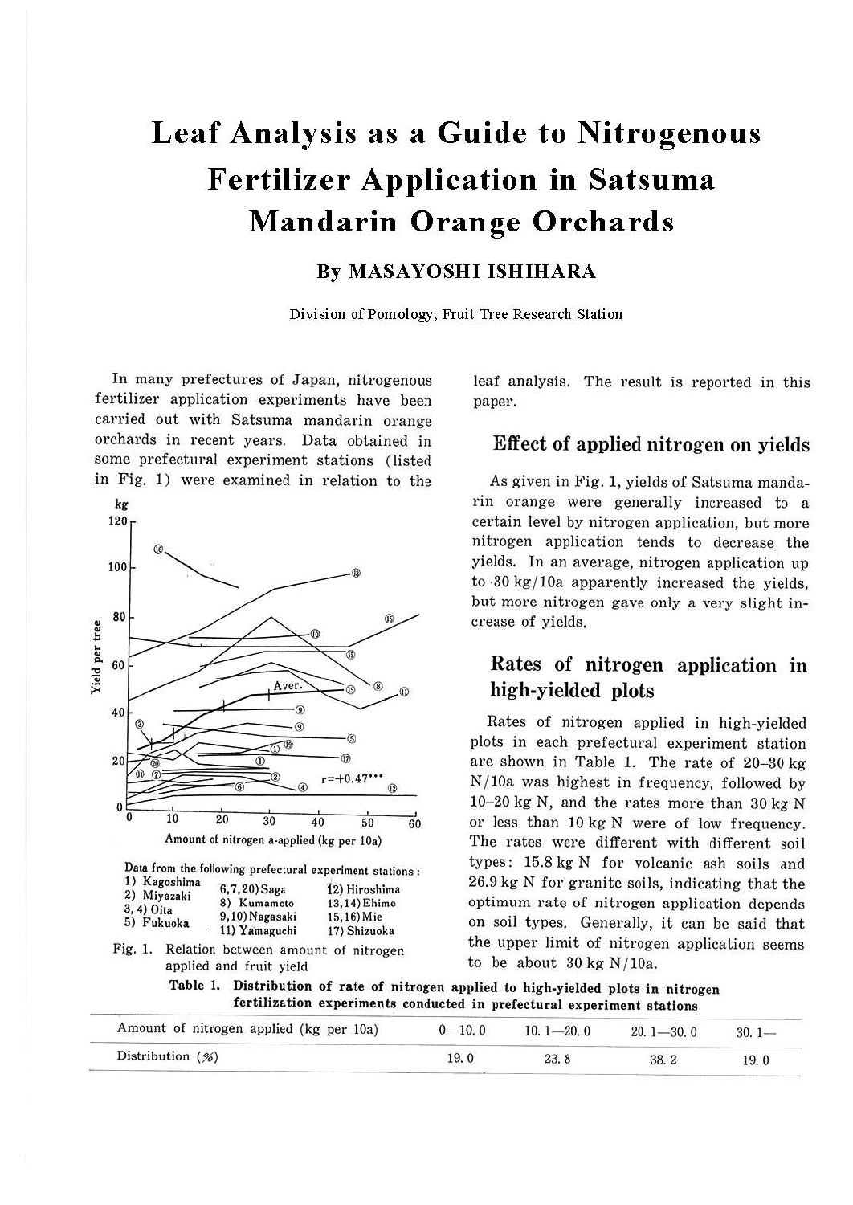# Leaf Analysis as a Guide to Nitrogenous Fertilizer Application in Satsuma Mandarin Orange Orchards

**By MASAYOSHI ISHIHARA**

Division of Pomology, Fruit Tree Research Station

In many prefectures of Japan, nitrogenous fertilizer application experiments have been carried out with Satsuma mandarin orange orchards in recent years. Data obtained in some prefectural experiment stations (listed in Fig. 1) were examined in relation to the leaf analysis. The result is reported in this paper.

Data from the following prefectural experiment stations:
1) Kagoshima
2) Miyazaki
3, 4) Oita
5) Fukuoka
6, 7, 20) Saga
8) Kumamoto
9, 10) Nagasaki
11) Yamaguchi
12) Hiroshima
13, 14) Ehime
15, 16) Mie
17) Shizuoka

Fig. 1. Relation between amount of nitrogen applied and fruit yield

## Effect of applied nitrogen on yields

As given in Fig. 1, yields of Satsuma mandarin orange were generally increased to a certain level by nitrogen application, but more nitrogen application tends to decrease the yields. In an average, nitrogen application up to 30 kg/10a apparently increased the yields, but more nitrogen gave only a very slight increase of yields.

## Rates of nitrogen application in high-yielded plots

Rates of nitrogen applied in high-yielded plots in each prefectural experiment station are shown in Table 1. The rate of 20–30 kg N/10a was highest in frequency, followed by 10–20 kg N, and the rates more than 30 kg N or less than 10 kg N were of low frequency. The rates were different with different soil types: 15.8 kg N for volcanic ash soils and 26.9 kg N for granite soils, indicating that the optimum rate of nitrogen application depends on soil types. Generally, it can be said that the upper limit of nitrogen application seems to be about 30 kg N/10a.

**Table 1. Distribution of rate of nitrogen applied to high-yielded plots in nitrogen fertilization experiments conducted in prefectural experiment stations**

| Amount of nitrogen applied (kg per 10a) | 0—10.0 | 10.1—20.0 | 20.1—30.0 | 30.1— |
|---|---|---|---|---|
| Distribution (%) | 19.0 | 23.8 | 38.2 | 19.0 |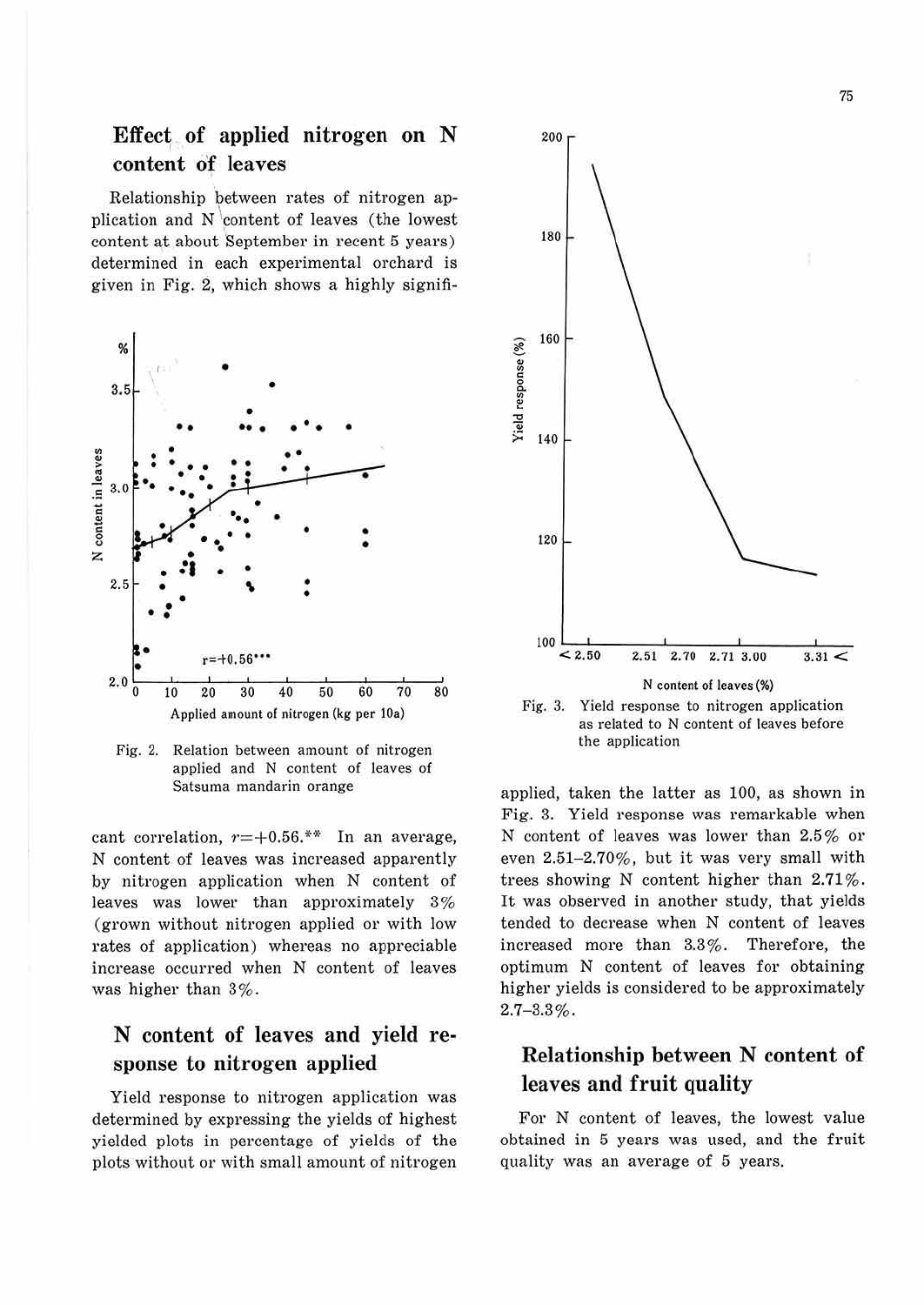## Effect of applied nitrogen on N content of leaves

Relationship between rates of nitrogen application and N content of leaves (the lowest content at about September in recent 5 years) determined in each experimental orchard is given in Fig. 2, which shows a highly significant correlation, $r=+0.56$.** In an average, N content of leaves was increased apparently by nitrogen application when N content of leaves was lower than approximately 3% (grown without nitrogen applied or with low rates of application) whereas no appreciable increase occurred when N content of leaves was higher than 3%.

Fig. 2. Relation between amount of nitrogen applied and N content of leaves of Satsuma mandarin orange

## N content of leaves and yield response to nitrogen applied

Yield response to nitrogen application was determined by expressing the yields of highest yielded plots in percentage of yields of the plots without or with small amount of nitrogen applied, taken the latter as 100, as shown in Fig. 3. Yield response was remarkable when N content of leaves was lower than 2.5% or even 2.51–2.70%, but it was very small with trees showing N content higher than 2.71%. It was observed in another study, that yields tended to decrease when N content of leaves increased more than 3.3%. Therefore, the optimum N content of leaves for obtaining higher yields is considered to be approximately 2.7–3.3%.

Fig. 3. Yield response to nitrogen application as related to N content of leaves before the application

## Relationship between N content of leaves and fruit quality

For N content of leaves, the lowest value obtained in 5 years was used, and the fruit quality was an average of 5 years.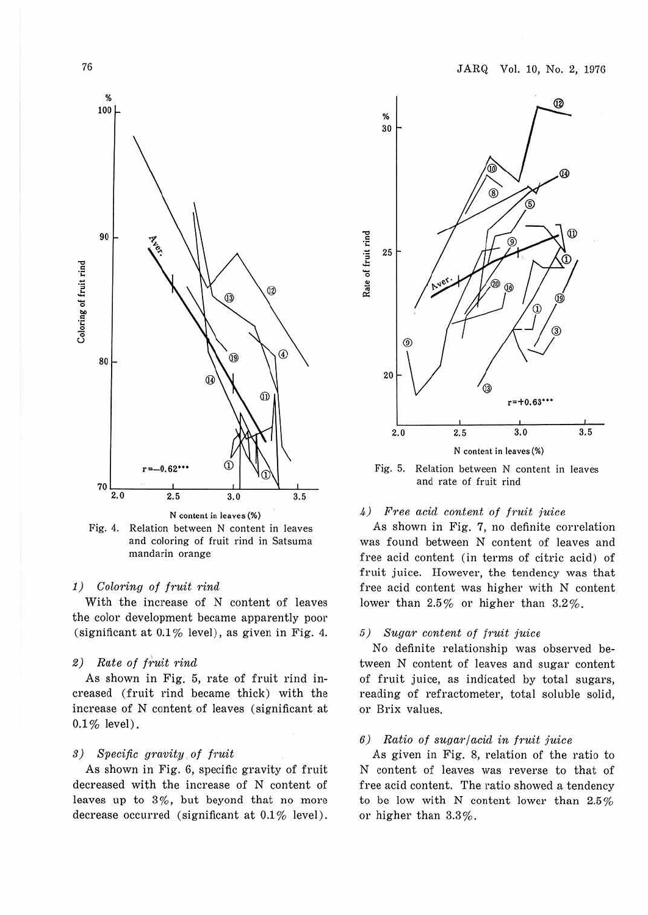Fig. 4. Relation between N content in leaves and coloring of fruit rind in Satsuma mandarin orange

### 1) *Coloring of fruit rind*

With the increase of N content of leaves the color development became apparently poor (significant at 0.1% level), as given in Fig. 4.

### 2) *Rate of fruit rind*

As shown in Fig. 5, rate of fruit rind increased (fruit rind became thick) with the increase of N content of leaves (significant at 0.1% level).

### 3) *Specific gravity of fruit*

As shown in Fig. 6, specific gravity of fruit decreased with the increase of N content of leaves up to 3%, but beyond that no more decrease occurred (significant at 0.1% level).

Fig. 5. Relation between N content in leaves and rate of fruit rind

### 4) *Free acid content of fruit juice*

As shown in Fig. 7, no definite correlation was found between N content of leaves and free acid content (in terms of citric acid) of fruit juice. However, the tendency was that free acid content was higher with N content lower than 2.5% or higher than 3.2%.

### 5) *Sugar content of fruit juice*

No definite relationship was observed between N content of leaves and sugar content of fruit juice, as indicated by total sugars, reading of refractometer, total soluble solid, or Brix values.

### 6) *Ratio of sugar/acid in fruit juice*

As given in Fig. 8, relation of the ratio to N content of leaves was reverse to that of free acid content. The ratio showed a tendency to be low with N content lower than 2.5% or higher than 3.3%.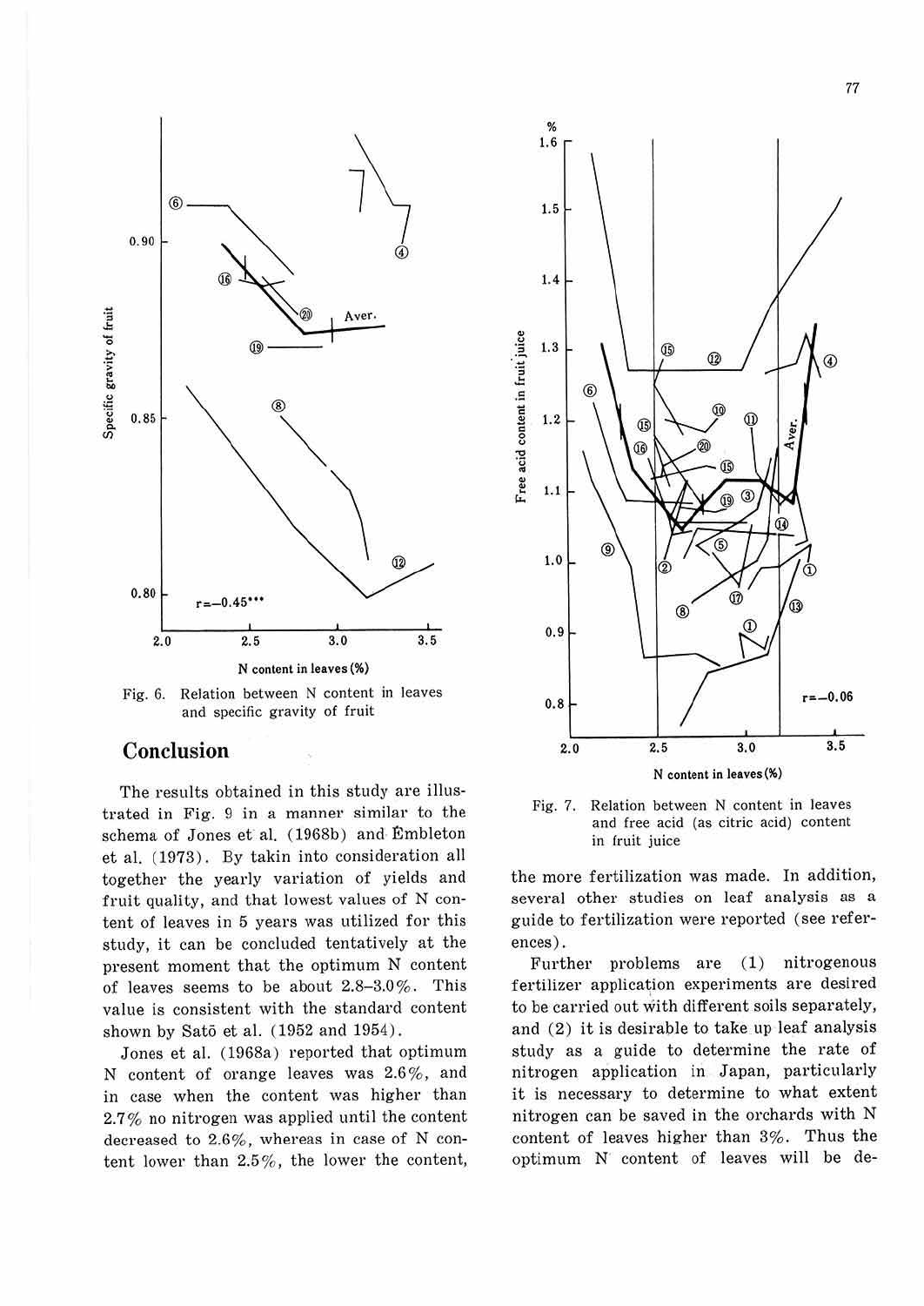Fig. 6. Relation between N content in leaves and specific gravity of fruit

## Conclusion

The results obtained in this study are illustrated in Fig. 9 in a manner similar to the schema of Jones et al. (1968b) and Embleton et al. (1973). By takin into consideration all together the yearly variation of yields and fruit quality, and that lowest values of N content of leaves in 5 years was utilized for this study, it can be concluded tentatively at the present moment that the optimum N content of leaves seems to be about 2.8–3.0%. This value is consistent with the standard content shown by Satō et al. (1952 and 1954).

Jones et al. (1968a) reported that optimum N content of orange leaves was 2.6%, and in case when the content was higher than 2.7% no nitrogen was applied until the content decreased to 2.6%, whereas in case of N content lower than 2.5%, the lower the content, the more fertilization was made. In addition, several other studies on leaf analysis as a guide to fertilization were reported (see references).

Further problems are (1) nitrogenous fertilizer application experiments are desired to be carried out with different soils separately, and (2) it is desirable to take up leaf analysis study as a guide to determine the rate of nitrogen application in Japan, particularly it is necessary to determine to what extent nitrogen can be saved in the orchards with N content of leaves higher than 3%. Thus the optimum N content of leaves will be de-

Fig. 7. Relation between N content in leaves and free acid (as citric acid) content in fruit juice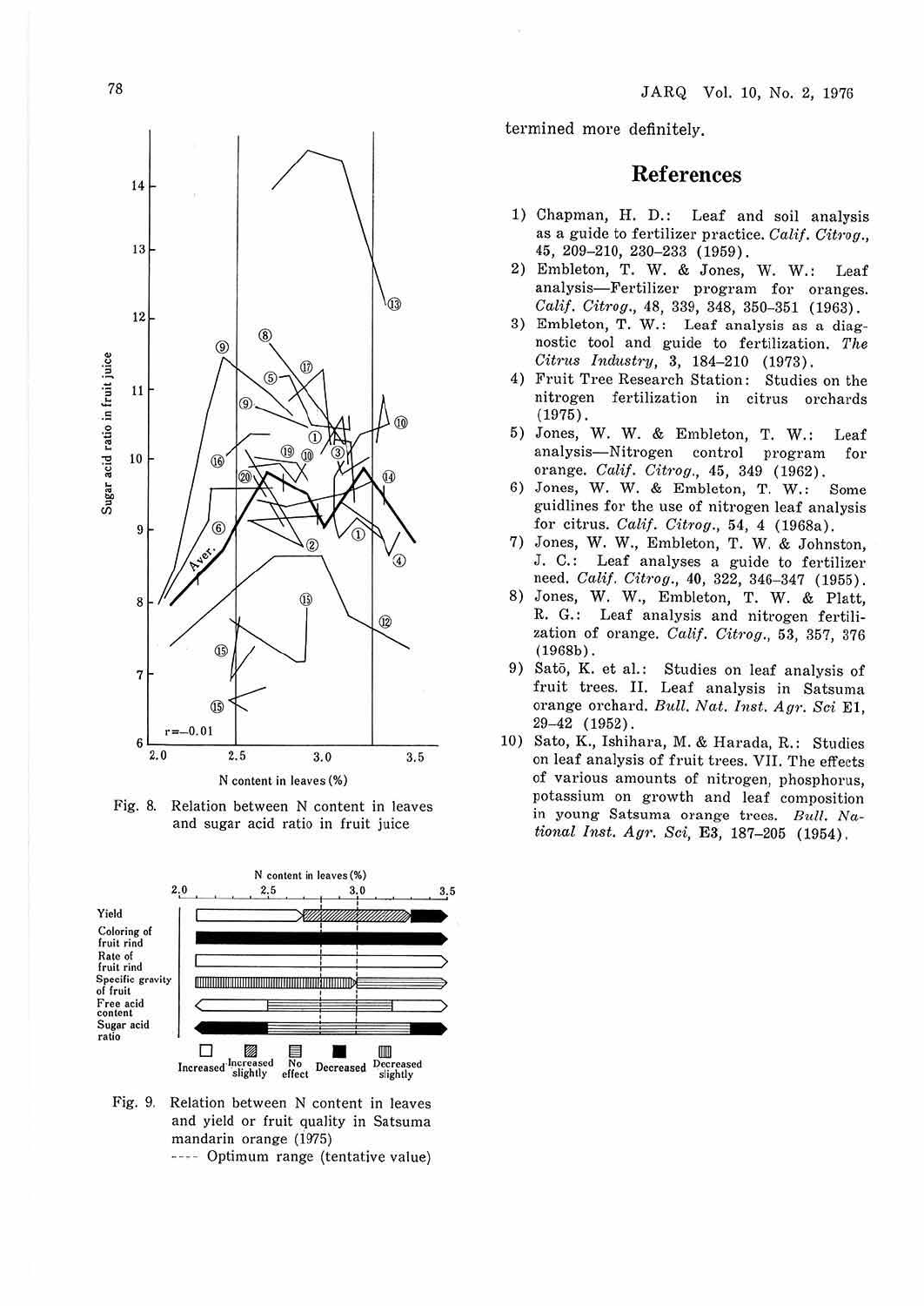14
13
12
11
10
9
8
7
6

Sugar acid ratio in fruit juice

r=−0.01

2.0 2.5 3.0 3.5

N content in leaves (%)

Fig. 8. Relation between N content in leaves and sugar acid ratio in fruit juice

N content in leaves (%)

2.0 2.5 3.0 3.5

Yield

Coloring of fruit rind

Rate of fruit rind

Specific gravity of fruit

Free acid content

Sugar acid ratio

Increased Increased slightly No effect Decreased Decreased slightly

Fig. 9. Relation between N content in leaves and yield or fruit quality in Satsuma mandarin orange (1975)

---- Optimum range (tentative value)

termined more definitely.

## References

1) Chapman, H. D.: Leaf and soil analysis as a guide to fertilizer practice. *Calif. Citrog.*, 45, 209–210, 230–233 (1959).
2) Embleton, T. W. & Jones, W. W.: Leaf analysis—Fertilizer program for oranges. *Calif. Citrog.*, 48, 339, 348, 350–351 (1963).
3) Embleton, T. W.: Leaf analysis as a diagnostic tool and guide to fertilization. *The Citrus Industry*, 3, 184–210 (1973).
4) Fruit Tree Research Station: Studies on the nitrogen fertilization in citrus orchards (1975).
5) Jones, W. W. & Embleton, T. W.: Leaf analysis—Nitrogen control program for orange. *Calif. Citrog.*, 45, 349 (1962).
6) Jones, W. W. & Embleton, T. W.: Some guidlines for the use of nitrogen leaf analysis for citrus. *Calif. Citrog.*, 54, 4 (1968a).
7) Jones, W. W., Embleton, T. W. & Johnston, J. C.: Leaf analyses a guide to fertilizer need. *Calif. Citrog.*, 40, 322, 346–347 (1955).
8) Jones, W. W., Embleton, T. W. & Platt, R. G.: Leaf analysis and nitrogen fertilization of orange. *Calif. Citrog.*, 53, 357, 376 (1968b).
9) Satō, K. et al.: Studies on leaf analysis of fruit trees. II. Leaf analysis in Satsuma orange orchard. *Bull. Nat. Inst. Agr. Sci* E1, 29–42 (1952).
10) Sato, K., Ishihara, M. & Harada, R.: Studies on leaf analysis of fruit trees. VII. The effects of various amounts of nitrogen, phosphorus, potassium on growth and leaf composition in young Satsuma orange trees. *Bull. National Inst. Agr. Sci*, E3, 187–205 (1954).